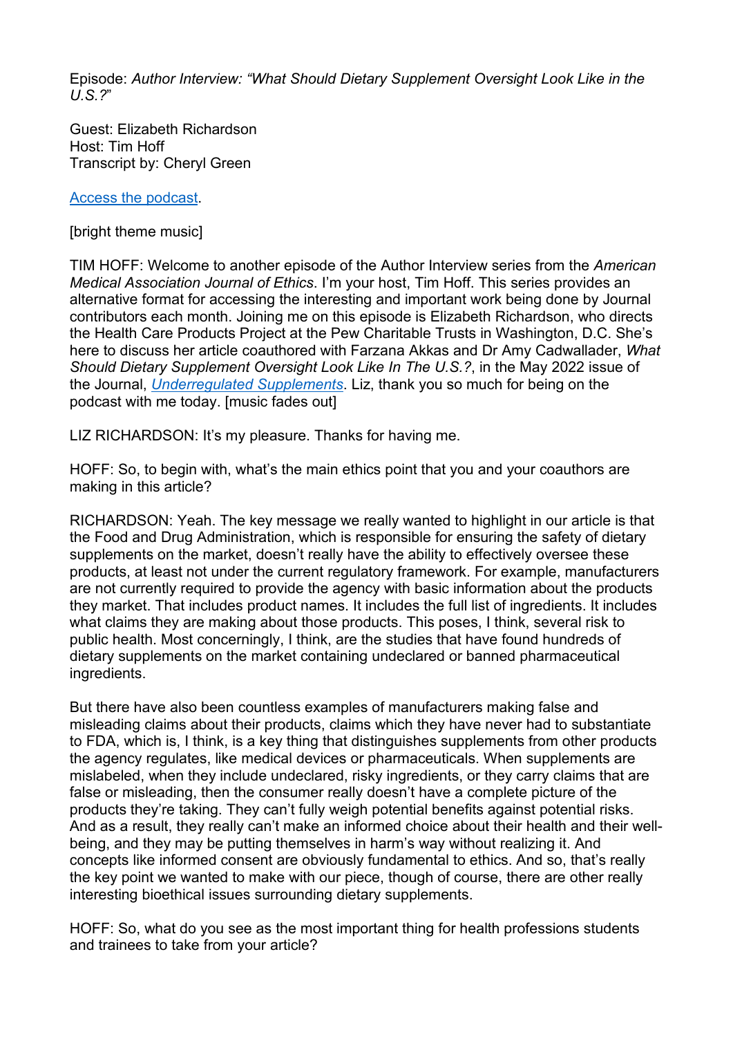Episode: *Author Interview: "What Should Dietary Supplement Oversight Look Like in the U.S.?"*

Guest: Elizabeth Richardson
Host: Tim Hoff
Transcript by: Cheryl Green

[Access the podcast](#).

[bright theme music]

TIM HOFF: Welcome to another episode of the Author Interview series from the *American Medical Association Journal of Ethics*. I'm your host, Tim Hoff. This series provides an alternative format for accessing the interesting and important work being done by Journal contributors each month. Joining me on this episode is Elizabeth Richardson, who directs the Health Care Products Project at the Pew Charitable Trusts in Washington, D.C. She's here to discuss her article coauthored with Farzana Akkas and Dr Amy Cadwallader, *What Should Dietary Supplement Oversight Look Like In The U.S.?*, in the May 2022 issue of the Journal, [*Underregulated Supplements*](#). Liz, thank you so much for being on the podcast with me today. [music fades out]

LIZ RICHARDSON: It's my pleasure. Thanks for having me.

HOFF: So, to begin with, what's the main ethics point that you and your coauthors are making in this article?

RICHARDSON: Yeah. The key message we really wanted to highlight in our article is that the Food and Drug Administration, which is responsible for ensuring the safety of dietary supplements on the market, doesn't really have the ability to effectively oversee these products, at least not under the current regulatory framework. For example, manufacturers are not currently required to provide the agency with basic information about the products they market. That includes product names. It includes the full list of ingredients. It includes what claims they are making about those products. This poses, I think, several risk to public health. Most concerningly, I think, are the studies that have found hundreds of dietary supplements on the market containing undeclared or banned pharmaceutical ingredients.

But there have also been countless examples of manufacturers making false and misleading claims about their products, claims which they have never had to substantiate to FDA, which is, I think, is a key thing that distinguishes supplements from other products the agency regulates, like medical devices or pharmaceuticals. When supplements are mislabeled, when they include undeclared, risky ingredients, or they carry claims that are false or misleading, then the consumer really doesn't have a complete picture of the products they're taking. They can't fully weigh potential benefits against potential risks. And as a result, they really can't make an informed choice about their health and their well-being, and they may be putting themselves in harm's way without realizing it. And concepts like informed consent are obviously fundamental to ethics. And so, that's really the key point we wanted to make with our piece, though of course, there are other really interesting bioethical issues surrounding dietary supplements.

HOFF: So, what do you see as the most important thing for health professions students and trainees to take from your article?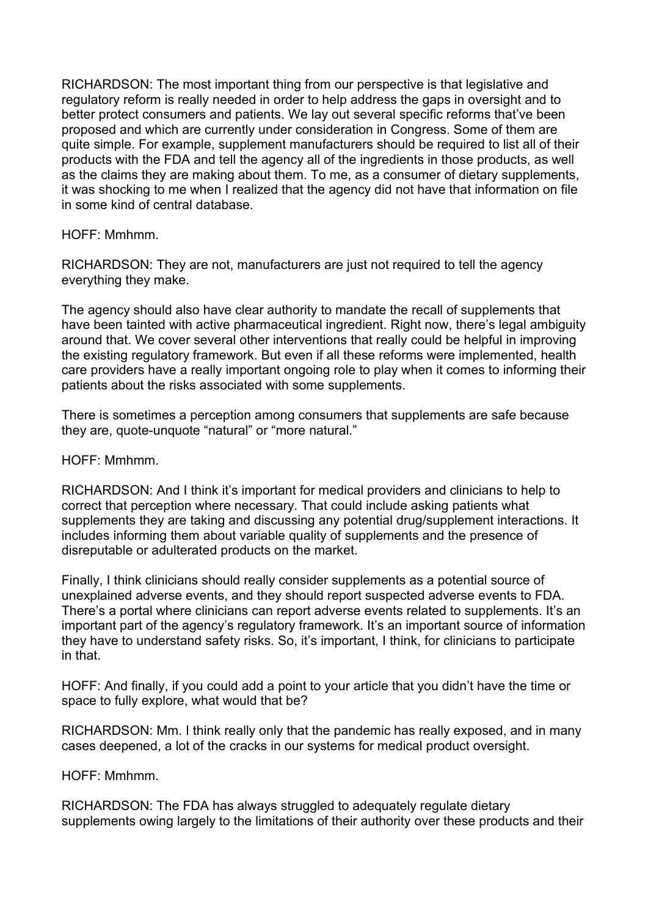RICHARDSON: The most important thing from our perspective is that legislative and regulatory reform is really needed in order to help address the gaps in oversight and to better protect consumers and patients. We lay out several specific reforms that've been proposed and which are currently under consideration in Congress. Some of them are quite simple. For example, supplement manufacturers should be required to list all of their products with the FDA and tell the agency all of the ingredients in those products, as well as the claims they are making about them. To me, as a consumer of dietary supplements, it was shocking to me when I realized that the agency did not have that information on file in some kind of central database.

HOFF: Mmhmm.

RICHARDSON: They are not, manufacturers are just not required to tell the agency everything they make.

The agency should also have clear authority to mandate the recall of supplements that have been tainted with active pharmaceutical ingredient. Right now, there's legal ambiguity around that. We cover several other interventions that really could be helpful in improving the existing regulatory framework. But even if all these reforms were implemented, health care providers have a really important ongoing role to play when it comes to informing their patients about the risks associated with some supplements.

There is sometimes a perception among consumers that supplements are safe because they are, quote-unquote "natural" or "more natural."

HOFF: Mmhmm.

RICHARDSON: And I think it's important for medical providers and clinicians to help to correct that perception where necessary. That could include asking patients what supplements they are taking and discussing any potential drug/supplement interactions. It includes informing them about variable quality of supplements and the presence of disreputable or adulterated products on the market.

Finally, I think clinicians should really consider supplements as a potential source of unexplained adverse events, and they should report suspected adverse events to FDA. There's a portal where clinicians can report adverse events related to supplements. It's an important part of the agency's regulatory framework. It's an important source of information they have to understand safety risks. So, it's important, I think, for clinicians to participate in that.

HOFF: And finally, if you could add a point to your article that you didn't have the time or space to fully explore, what would that be?

RICHARDSON: Mm. I think really only that the pandemic has really exposed, and in many cases deepened, a lot of the cracks in our systems for medical product oversight.

HOFF: Mmhmm.

RICHARDSON: The FDA has always struggled to adequately regulate dietary supplements owing largely to the limitations of their authority over these products and their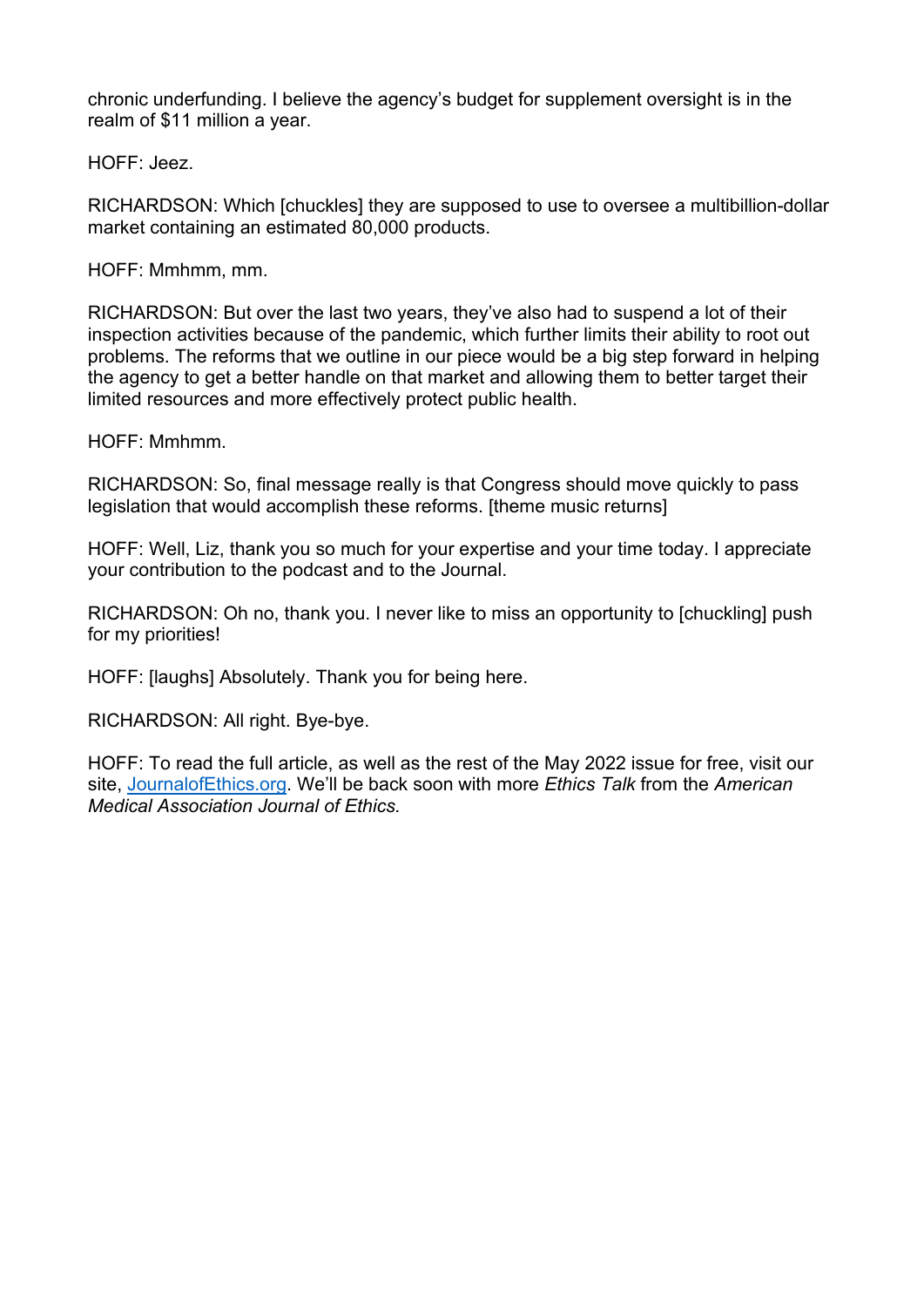chronic underfunding. I believe the agency's budget for supplement oversight is in the realm of $11 million a year.

HOFF: Jeez.

RICHARDSON: Which [chuckles] they are supposed to use to oversee a multibillion-dollar market containing an estimated 80,000 products.

HOFF: Mmhmm, mm.

RICHARDSON: But over the last two years, they've also had to suspend a lot of their inspection activities because of the pandemic, which further limits their ability to root out problems. The reforms that we outline in our piece would be a big step forward in helping the agency to get a better handle on that market and allowing them to better target their limited resources and more effectively protect public health.

HOFF: Mmhmm.

RICHARDSON: So, final message really is that Congress should move quickly to pass legislation that would accomplish these reforms. [theme music returns]

HOFF: Well, Liz, thank you so much for your expertise and your time today. I appreciate your contribution to the podcast and to the Journal.

RICHARDSON: Oh no, thank you. I never like to miss an opportunity to [chuckling] push for my priorities!

HOFF: [laughs] Absolutely. Thank you for being here.

RICHARDSON: All right. Bye-bye.

HOFF: To read the full article, as well as the rest of the May 2022 issue for free, visit our site, [JournalofEthics.org](https://JournalofEthics.org). We'll be back soon with more *Ethics Talk* from the *American Medical Association Journal of Ethics.*